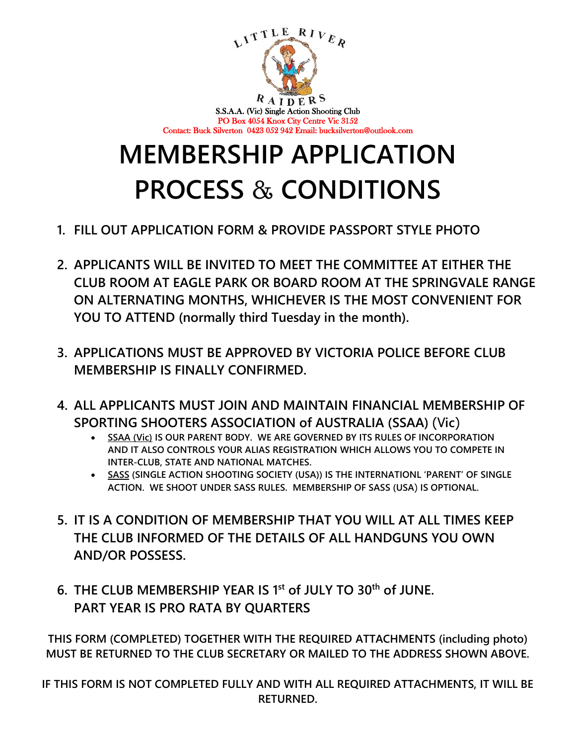LITTLE RIVER RAIDERS

S.S.A.A. (Vic) Single Action Shooting Club
PO Box 4054 Knox City Centre Vic 3152
Contact: Buck Silverton 0423 052 942 Email: bucksilverton@outlook.com

# MEMBERSHIP APPLICATION PROCESS & CONDITIONS

1. **FILL OUT APPLICATION FORM & PROVIDE PASSPORT STYLE PHOTO**

2. **APPLICANTS WILL BE INVITED TO MEET THE COMMITTEE AT EITHER THE CLUB ROOM AT EAGLE PARK OR BOARD ROOM AT THE SPRINGVALE RANGE ON ALTERNATING MONTHS, WHICHEVER IS THE MOST CONVENIENT FOR YOU TO ATTEND (normally third Tuesday in the month).**

3. **APPLICATIONS MUST BE APPROVED BY VICTORIA POLICE BEFORE CLUB MEMBERSHIP IS FINALLY CONFIRMED.**

4. **ALL APPLICANTS MUST JOIN AND MAINTAIN FINANCIAL MEMBERSHIP OF SPORTING SHOOTERS ASSOCIATION of AUSTRALIA (SSAA) (Vic)**
   - **SSAA (Vic) IS OUR PARENT BODY. WE ARE GOVERNED BY ITS RULES OF INCORPORATION AND IT ALSO CONTROLS YOUR ALIAS REGISTRATION WHICH ALLOWS YOU TO COMPETE IN INTER-CLUB, STATE AND NATIONAL MATCHES.**
   - **SASS (SINGLE ACTION SHOOTING SOCIETY (USA)) IS THE INTERNATIONL 'PARENT' OF SINGLE ACTION. WE SHOOT UNDER SASS RULES. MEMBERSHIP OF SASS (USA) IS OPTIONAL.**

5. **IT IS A CONDITION OF MEMBERSHIP THAT YOU WILL AT ALL TIMES KEEP THE CLUB INFORMED OF THE DETAILS OF ALL HANDGUNS YOU OWN AND/OR POSSESS.**

6. **THE CLUB MEMBERSHIP YEAR IS 1st of JULY TO 30th of JUNE.
   PART YEAR IS PRO RATA BY QUARTERS**

**THIS FORM (COMPLETED) TOGETHER WITH THE REQUIRED ATTACHMENTS (including photo) MUST BE RETURNED TO THE CLUB SECRETARY OR MAILED TO THE ADDRESS SHOWN ABOVE.**

**IF THIS FORM IS NOT COMPLETED FULLY AND WITH ALL REQUIRED ATTACHMENTS, IT WILL BE RETURNED.**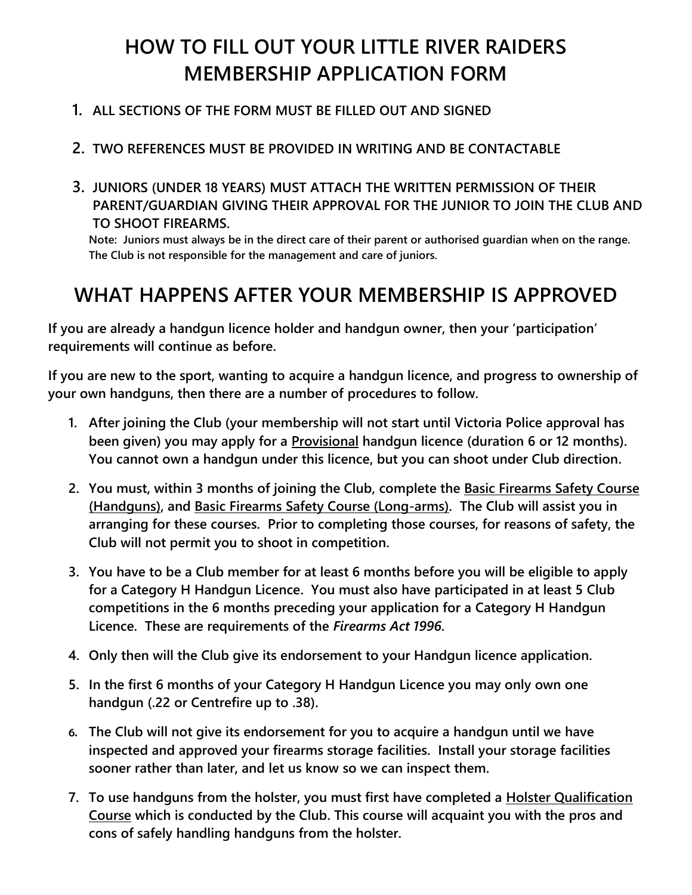# HOW TO FILL OUT YOUR LITTLE RIVER RAIDERS MEMBERSHIP APPLICATION FORM

1. **ALL SECTIONS OF THE FORM MUST BE FILLED OUT AND SIGNED**
2. **TWO REFERENCES MUST BE PROVIDED IN WRITING AND BE CONTACTABLE**
3. **JUNIORS (UNDER 18 YEARS) MUST ATTACH THE WRITTEN PERMISSION OF THEIR PARENT/GUARDIAN GIVING THEIR APPROVAL FOR THE JUNIOR TO JOIN THE CLUB AND TO SHOOT FIREARMS.**

   **Note: Juniors must always be in the direct care of their parent or authorised guardian when on the range. The Club is not responsible for the management and care of juniors.**

# WHAT HAPPENS AFTER YOUR MEMBERSHIP IS APPROVED

**If you are already a handgun licence holder and handgun owner, then your 'participation' requirements will continue as before.**

**If you are new to the sport, wanting to acquire a handgun licence, and progress to ownership of your own handguns, then there are a number of procedures to follow.**

1. **After joining the Club (your membership will not start until Victoria Police approval has been given) you may apply for a <u>Provisional</u> handgun licence (duration 6 or 12 months). You cannot own a handgun under this licence, but you can shoot under Club direction.**
2. **You must, within 3 months of joining the Club, complete the <u>Basic Firearms Safety Course (Handguns)</u>, and <u>Basic Firearms Safety Course (Long-arms)</u>. The Club will assist you in arranging for these courses. Prior to completing those courses, for reasons of safety, the Club will not permit you to shoot in competition.**
3. **You have to be a Club member for at least 6 months before you will be eligible to apply for a Category H Handgun Licence. You must also have participated in at least 5 Club competitions in the 6 months preceding your application for a Category H Handgun Licence. These are requirements of the *Firearms Act 1996*.**
4. **Only then will the Club give its endorsement to your Handgun licence application.**
5. **In the first 6 months of your Category H Handgun Licence you may only own one handgun (.22 or Centrefire up to .38).**
6. **The Club will not give its endorsement for you to acquire a handgun until we have inspected and approved your firearms storage facilities. Install your storage facilities sooner rather than later, and let us know so we can inspect them.**
7. **To use handguns from the holster, you must first have completed a <u>Holster Qualification Course</u> which is conducted by the Club. This course will acquaint you with the pros and cons of safely handling handguns from the holster.**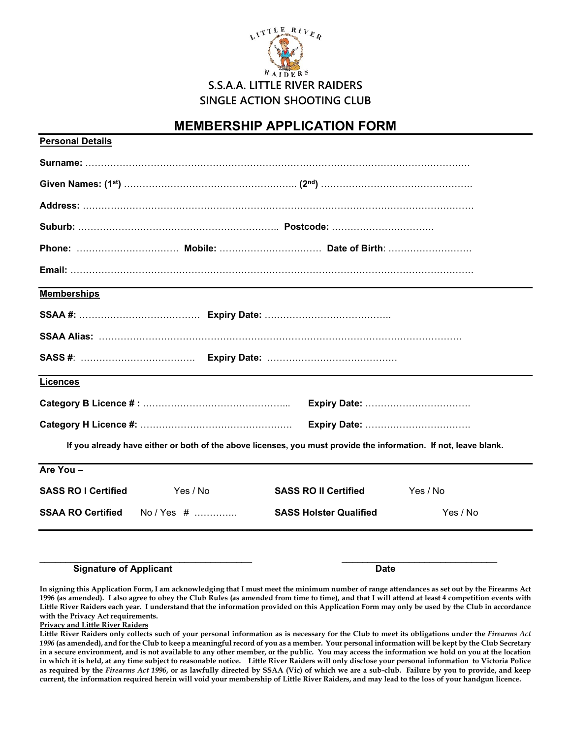S.S.A.A. LITTLE RIVER RAIDERS
SINGLE ACTION SHOOTING CLUB

# MEMBERSHIP APPLICATION FORM

**Personal Details**

**Surname:** ……………………………………………………………………………………………………………

**Given Names: (1st)** ……………………………………………….. **(2nd)** …………………………………………

**Address:** ……………………………………………………………………………………………………………

**Suburb:** ……………………………………………………….. **Postcode:** ……………………………

**Phone:** …………………………… **Mobile:** …………………………… **Date of Birth**: ………………………

**Email:** ………………………………………………………………………………………………………………

**Memberships**

**SSAA #:** ………………………………… **Expiry Date:** …………………………………..

**SSAA Alias:** ……………………………………………………………………………………………………

**SASS #**: ………………………………. **Expiry Date:** ……………………………………

**Licences**

**Category B Licence # :** ……………………………………….. **Expiry Date:** ……………………………

**Category H Licence #:** …………………………………………… **Expiry Date:** ……………………………

**If you already have either or both of the above licenses, you must provide the information. If not, leave blank.**

**Are You –**

| | | | |
|---|---|---|---|
| **SASS RO I Certified** | Yes / No | **SASS RO II Certified** | Yes / No |
| **SSAA RO Certified** | No / Yes # ………….. | **SASS Holster Qualified** | Yes / No |

\_\_\_\_\_\_\_\_\_\_\_\_\_\_\_\_\_\_\_\_\_\_\_\_\_\_\_\_\_\_\_\_\_\_\_\_\_\_\_\_\_\_ \_\_\_\_\_\_\_\_\_\_\_\_\_\_\_\_\_\_\_\_\_\_\_\_\_\_\_\_\_\_\_
**Signature of Applicant** **Date**

**In signing this Application Form, I am acknowledging that I must meet the minimum number of range attendances as set out by the Firearms Act 1996 (as amended). I also agree to obey the Club Rules (as amended from time to time), and that I will attend at least 4 competition events with Little River Raiders each year. I understand that the information provided on this Application Form may only be used by the Club in accordance with the Privacy Act requirements.**

**Privacy and Little River Raiders**

**Little River Raiders only collects such of your personal information as is necessary for the Club to meet its obligations under the *Firearms Act 1996* (as amended), and for the Club to keep a meaningful record of you as a member. Your personal information will be kept by the Club Secretary in a secure environment, and is not available to any other member, or the public. You may access the information we hold on you at the location in which it is held, at any time subject to reasonable notice. Little River Raiders will only disclose your personal information to Victoria Police as required by the *Firearms Act 1996*, or as lawfully directed by SSAA (Vic) of which we are a sub-club. Failure by you to provide, and keep current, the information required herein will void your membership of Little River Raiders, and may lead to the loss of your handgun licence.**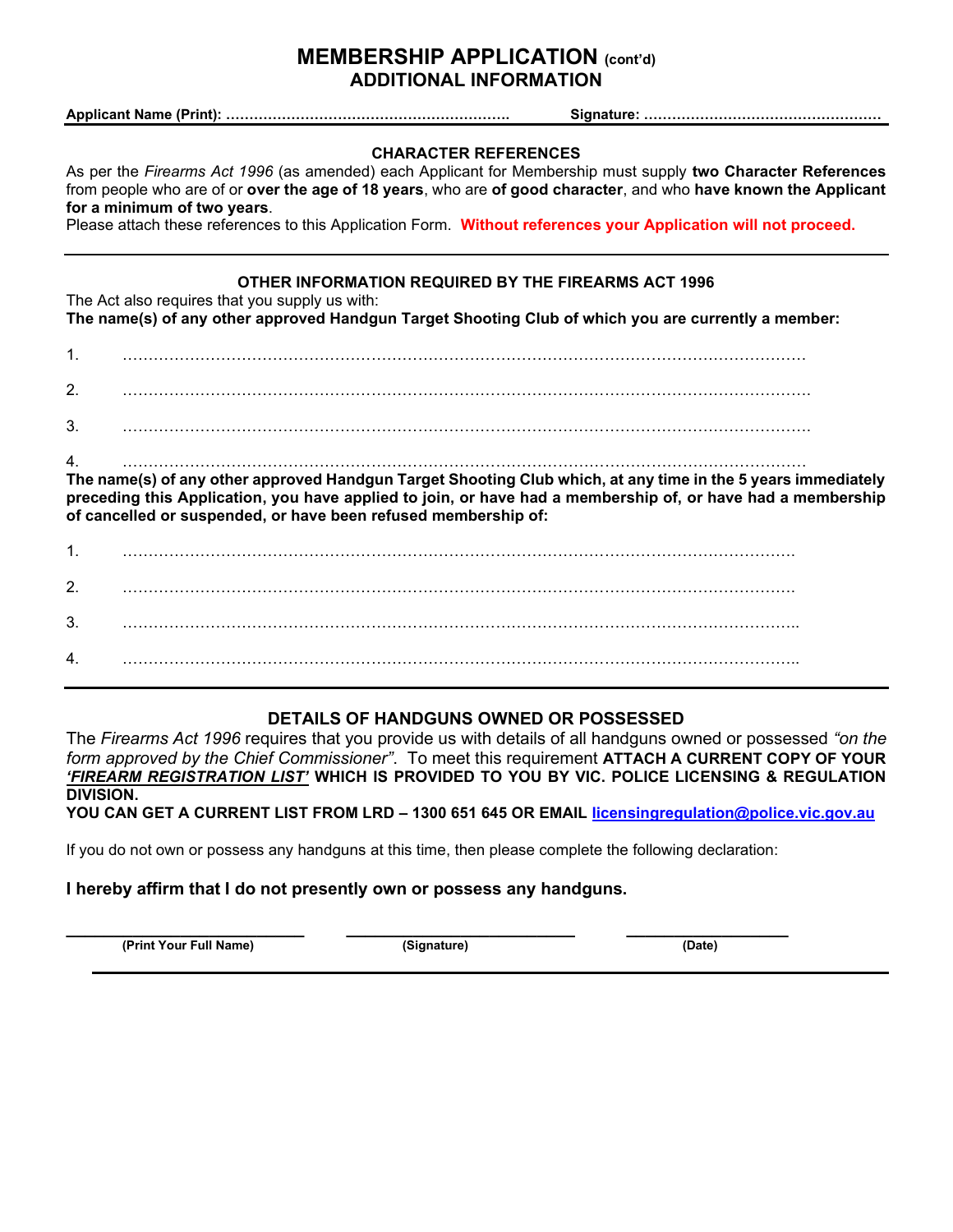# MEMBERSHIP APPLICATION (cont'd)

## ADDITIONAL INFORMATION

**Applicant Name (Print): ……………………………………………………. Signature: ……………………………………………**

---

### CHARACTER REFERENCES

As per the *Firearms Act 1996* (as amended) each Applicant for Membership must supply **two Character References** from people who are of or **over the age of 18 years**, who are **of good character**, and who **have known the Applicant for a minimum of two years**.

Please attach these references to this Application Form. **Without references your Application will not proceed.**

---

### OTHER INFORMATION REQUIRED BY THE FIREARMS ACT 1996

The Act also requires that you supply us with:

**The name(s) of any other approved Handgun Target Shooting Club of which you are currently a member:**

1. ……………………………………………………………………………………………………………

2. ……………………………………………………………………………………………………………

3. ……………………………………………………………………………………………………………

4. ……………………………………………………………………………………………………………

**The name(s) of any other approved Handgun Target Shooting Club which, at any time in the 5 years immediately preceding this Application, you have applied to join, or have had a membership of, or have had a membership of cancelled or suspended, or have been refused membership of:**

1. ……………………………………………………………………………………………………………

2. ……………………………………………………………………………………………………………

3. ……………………………………………………………………………………………………………

4. ……………………………………………………………………………………………………………

---

### DETAILS OF HANDGUNS OWNED OR POSSESSED

The *Firearms Act 1996* requires that you provide us with details of all handguns owned or possessed *"on the form approved by the Chief Commissioner"*. To meet this requirement **ATTACH A CURRENT COPY OF YOUR *'FIREARM REGISTRATION LIST'* WHICH IS PROVIDED TO YOU BY VIC. POLICE LICENSING & REGULATION DIVISION.**

**YOU CAN GET A CURRENT LIST FROM LRD – 1300 651 645 OR EMAIL licensingregulation@police.vic.gov.au**

If you do not own or possess any handguns at this time, then please complete the following declaration:

**I hereby affirm that I do not presently own or possess any handguns.**

| ____________________ | ____________________ | ____________________ |
|---|---|---|
| (Print Your Full Name) | (Signature) | (Date) |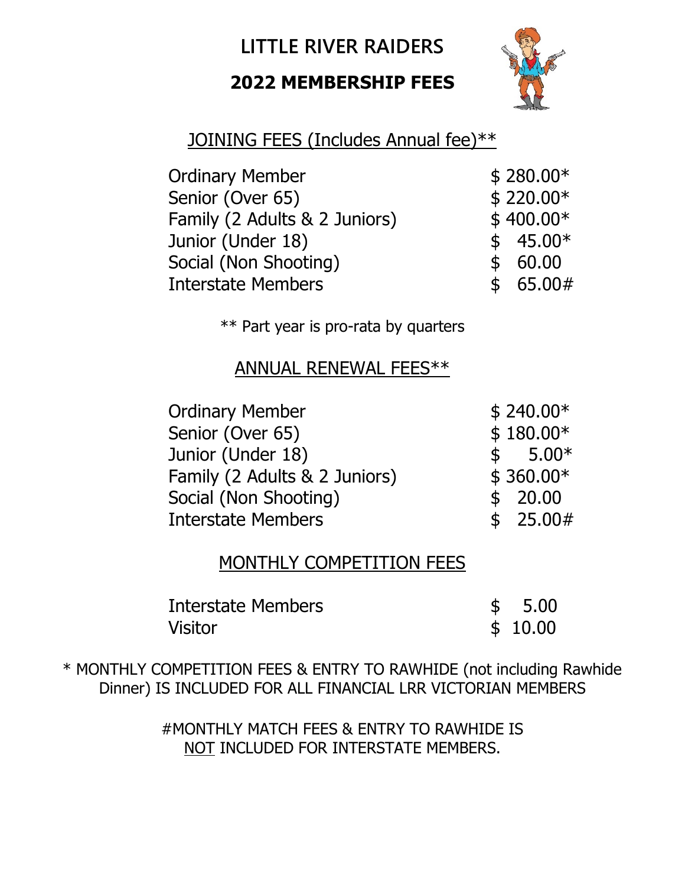# LITTLE RIVER RAIDERS

## 2022 MEMBERSHIP FEES

### JOINING FEES (Includes Annual fee)**

| | |
|---|---|
| Ordinary Member | $ 280.00* |
| Senior (Over 65) | $ 220.00* |
| Family (2 Adults & 2 Juniors) | $ 400.00* |
| Junior (Under 18) | $ 45.00* |
| Social (Non Shooting) | $ 60.00 |
| Interstate Members | $ 65.00# |

** Part year is pro-rata by quarters

### ANNUAL RENEWAL FEES**

| | |
|---|---|
| Ordinary Member | $ 240.00* |
| Senior (Over 65) | $ 180.00* |
| Junior (Under 18) | $ 5.00* |
| Family (2 Adults & 2 Juniors) | $ 360.00* |
| Social (Non Shooting) | $ 20.00 |
| Interstate Members | $ 25.00# |

### MONTHLY COMPETITION FEES

| | |
|---|---|
| Interstate Members | $ 5.00 |
| Visitor | $ 10.00 |

* MONTHLY COMPETITION FEES & ENTRY TO RAWHIDE (not including Rawhide Dinner) IS INCLUDED FOR ALL FINANCIAL LRR VICTORIAN MEMBERS

#MONTHLY MATCH FEES & ENTRY TO RAWHIDE IS NOT INCLUDED FOR INTERSTATE MEMBERS.